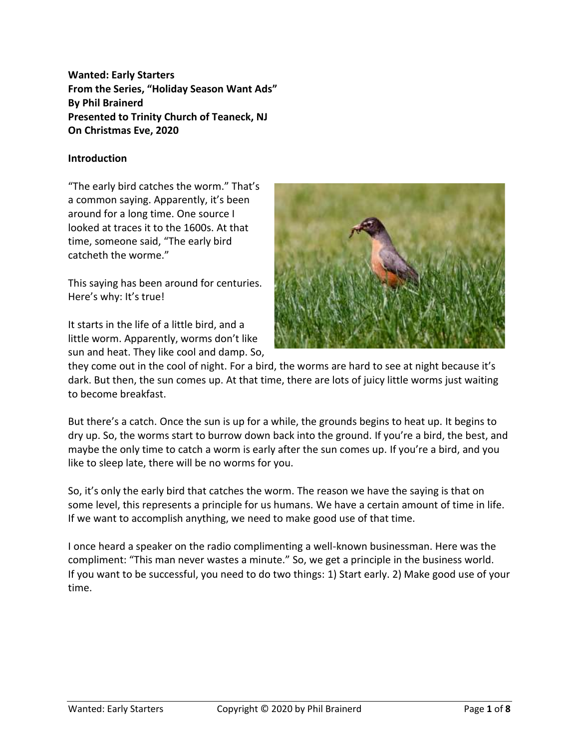**Wanted: Early Starters**
**From the Series, "Holiday Season Want Ads"**
**By Phil Brainerd**
**Presented to Trinity Church of Teaneck, NJ**
**On Christmas Eve, 2020**

**Introduction**

"The early bird catches the worm." That's a common saying. Apparently, it's been around for a long time. One source I looked at traces it to the 1600s. At that time, someone said, "The early bird catcheth the worme."

This saying has been around for centuries. Here's why: It's true!

It starts in the life of a little bird, and a little worm. Apparently, worms don't like sun and heat. They like cool and damp. So, they come out in the cool of night. For a bird, the worms are hard to see at night because it's dark. But then, the sun comes up. At that time, there are lots of juicy little worms just waiting to become breakfast.

But there's a catch. Once the sun is up for a while, the grounds begins to heat up. It begins to dry up. So, the worms start to burrow down back into the ground. If you're a bird, the best, and maybe the only time to catch a worm is early after the sun comes up. If you're a bird, and you like to sleep late, there will be no worms for you.

So, it's only the early bird that catches the worm. The reason we have the saying is that on some level, this represents a principle for us humans. We have a certain amount of time in life. If we want to accomplish anything, we need to make good use of that time.

I once heard a speaker on the radio complimenting a well-known businessman. Here was the compliment: "This man never wastes a minute." So, we get a principle in the business world. If you want to be successful, you need to do two things: 1) Start early. 2) Make good use of your time.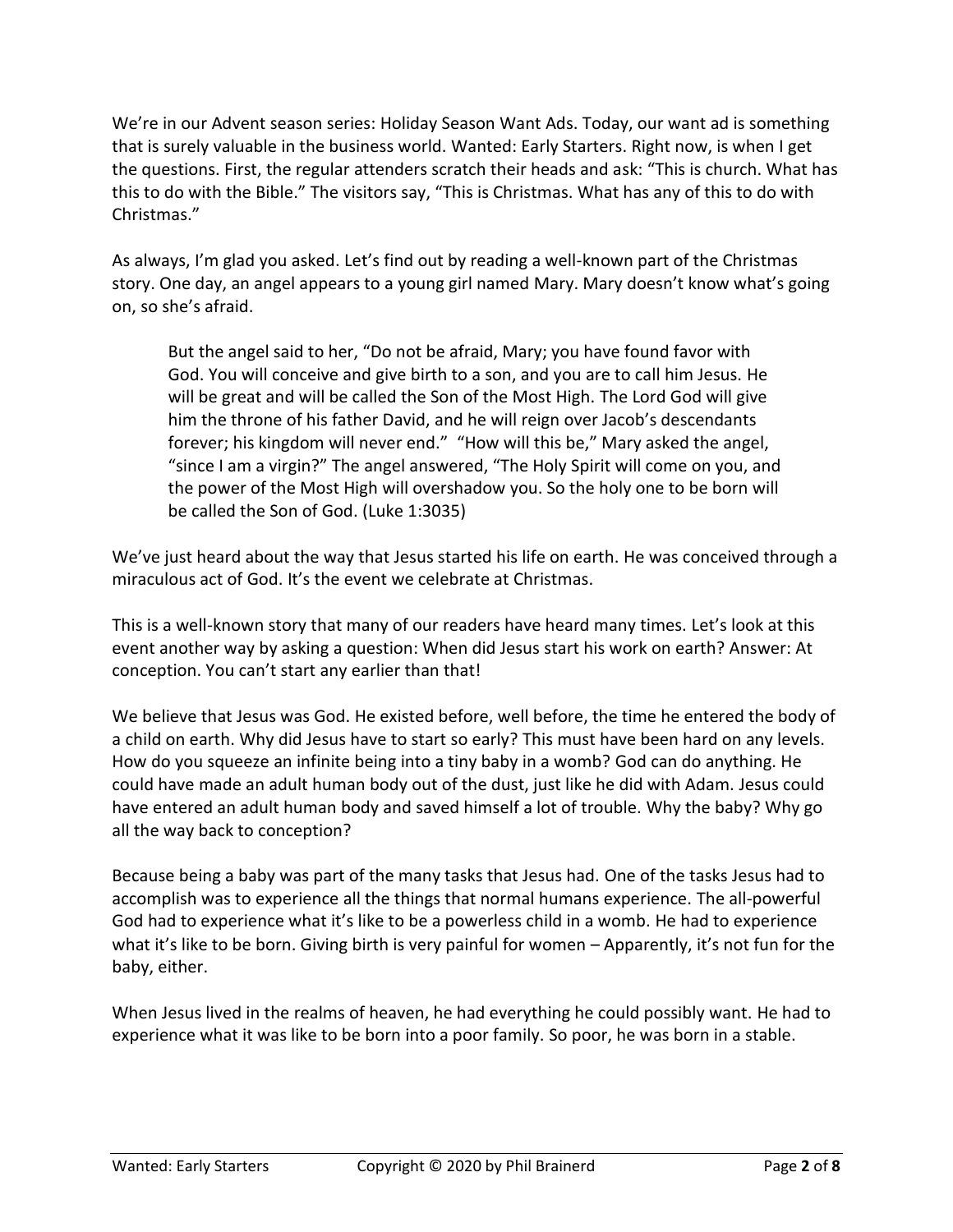We're in our Advent season series: Holiday Season Want Ads. Today, our want ad is something that is surely valuable in the business world. Wanted: Early Starters. Right now, is when I get the questions. First, the regular attenders scratch their heads and ask: "This is church. What has this to do with the Bible." The visitors say, "This is Christmas. What has any of this to do with Christmas."

As always, I'm glad you asked. Let's find out by reading a well-known part of the Christmas story. One day, an angel appears to a young girl named Mary. Mary doesn't know what's going on, so she's afraid.

> But the angel said to her, "Do not be afraid, Mary; you have found favor with God. You will conceive and give birth to a son, and you are to call him Jesus. He will be great and will be called the Son of the Most High. The Lord God will give him the throne of his father David, and he will reign over Jacob's descendants forever; his kingdom will never end." "How will this be," Mary asked the angel, "since I am a virgin?" The angel answered, "The Holy Spirit will come on you, and the power of the Most High will overshadow you. So the holy one to be born will be called the Son of God. (Luke 1:3035)

We've just heard about the way that Jesus started his life on earth. He was conceived through a miraculous act of God. It's the event we celebrate at Christmas.

This is a well-known story that many of our readers have heard many times. Let's look at this event another way by asking a question: When did Jesus start his work on earth? Answer: At conception. You can't start any earlier than that!

We believe that Jesus was God. He existed before, well before, the time he entered the body of a child on earth. Why did Jesus have to start so early? This must have been hard on any levels. How do you squeeze an infinite being into a tiny baby in a womb? God can do anything. He could have made an adult human body out of the dust, just like he did with Adam. Jesus could have entered an adult human body and saved himself a lot of trouble. Why the baby? Why go all the way back to conception?

Because being a baby was part of the many tasks that Jesus had. One of the tasks Jesus had to accomplish was to experience all the things that normal humans experience. The all-powerful God had to experience what it's like to be a powerless child in a womb. He had to experience what it's like to be born. Giving birth is very painful for women – Apparently, it's not fun for the baby, either.

When Jesus lived in the realms of heaven, he had everything he could possibly want. He had to experience what it was like to be born into a poor family. So poor, he was born in a stable.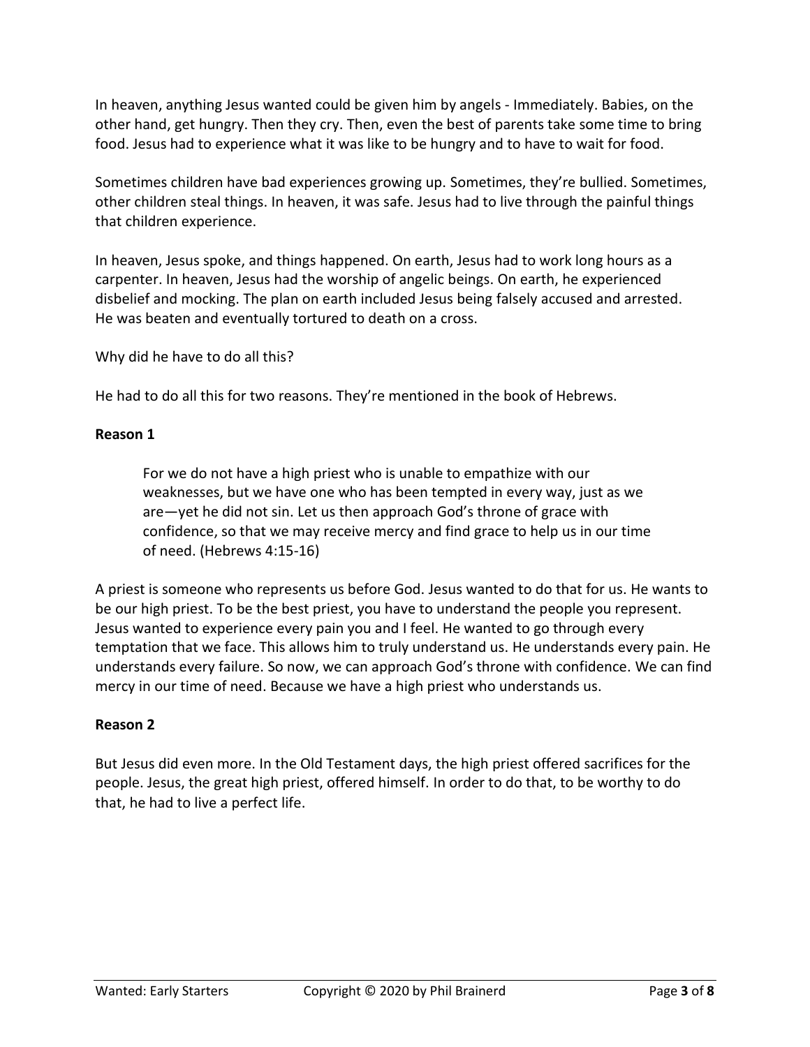In heaven, anything Jesus wanted could be given him by angels - Immediately. Babies, on the other hand, get hungry. Then they cry. Then, even the best of parents take some time to bring food. Jesus had to experience what it was like to be hungry and to have to wait for food.

Sometimes children have bad experiences growing up. Sometimes, they're bullied. Sometimes, other children steal things. In heaven, it was safe. Jesus had to live through the painful things that children experience.

In heaven, Jesus spoke, and things happened. On earth, Jesus had to work long hours as a carpenter. In heaven, Jesus had the worship of angelic beings. On earth, he experienced disbelief and mocking. The plan on earth included Jesus being falsely accused and arrested. He was beaten and eventually tortured to death on a cross.

Why did he have to do all this?

He had to do all this for two reasons. They're mentioned in the book of Hebrews.

**Reason 1**

> For we do not have a high priest who is unable to empathize with our weaknesses, but we have one who has been tempted in every way, just as we are—yet he did not sin. Let us then approach God's throne of grace with confidence, so that we may receive mercy and find grace to help us in our time of need. (Hebrews 4:15-16)

A priest is someone who represents us before God. Jesus wanted to do that for us. He wants to be our high priest. To be the best priest, you have to understand the people you represent. Jesus wanted to experience every pain you and I feel. He wanted to go through every temptation that we face. This allows him to truly understand us. He understands every pain. He understands every failure. So now, we can approach God's throne with confidence. We can find mercy in our time of need. Because we have a high priest who understands us.

**Reason 2**

But Jesus did even more. In the Old Testament days, the high priest offered sacrifices for the people. Jesus, the great high priest, offered himself. In order to do that, to be worthy to do that, he had to live a perfect life.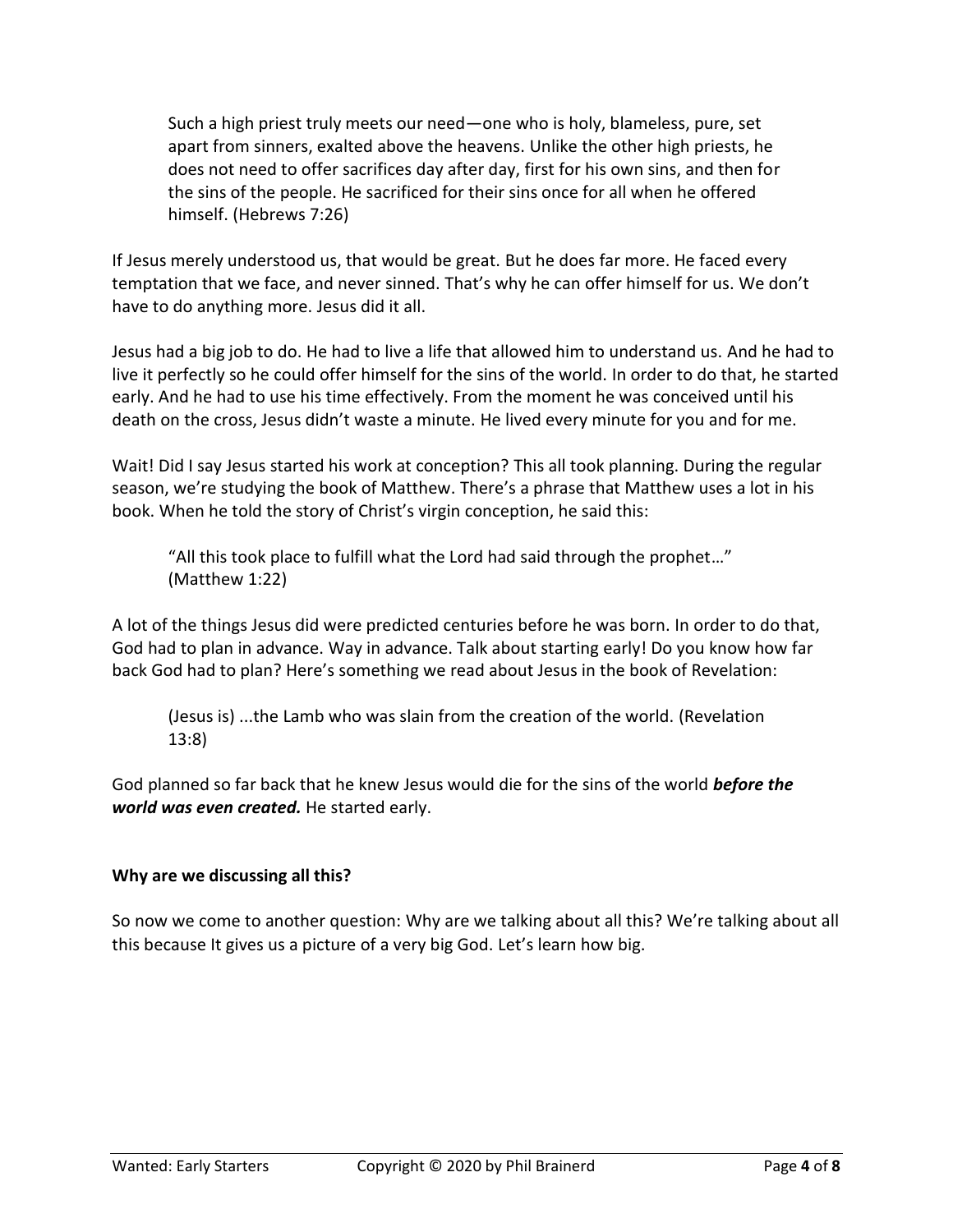> Such a high priest truly meets our need—one who is holy, blameless, pure, set apart from sinners, exalted above the heavens. Unlike the other high priests, he does not need to offer sacrifices day after day, first for his own sins, and then for the sins of the people. He sacrificed for their sins once for all when he offered himself. (Hebrews 7:26)

If Jesus merely understood us, that would be great. But he does far more. He faced every temptation that we face, and never sinned. That's why he can offer himself for us. We don't have to do anything more. Jesus did it all.

Jesus had a big job to do. He had to live a life that allowed him to understand us. And he had to live it perfectly so he could offer himself for the sins of the world. In order to do that, he started early. And he had to use his time effectively. From the moment he was conceived until his death on the cross, Jesus didn't waste a minute. He lived every minute for you and for me.

Wait! Did I say Jesus started his work at conception? This all took planning. During the regular season, we're studying the book of Matthew. There's a phrase that Matthew uses a lot in his book. When he told the story of Christ's virgin conception, he said this:

> "All this took place to fulfill what the Lord had said through the prophet…" (Matthew 1:22)

A lot of the things Jesus did were predicted centuries before he was born. In order to do that, God had to plan in advance. Way in advance. Talk about starting early! Do you know how far back God had to plan? Here's something we read about Jesus in the book of Revelation:

> (Jesus is) ...the Lamb who was slain from the creation of the world. (Revelation 13:8)

God planned so far back that he knew Jesus would die for the sins of the world ***before the world was even created.*** He started early.

**Why are we discussing all this?**

So now we come to another question: Why are we talking about all this? We're talking about all this because It gives us a picture of a very big God. Let's learn how big.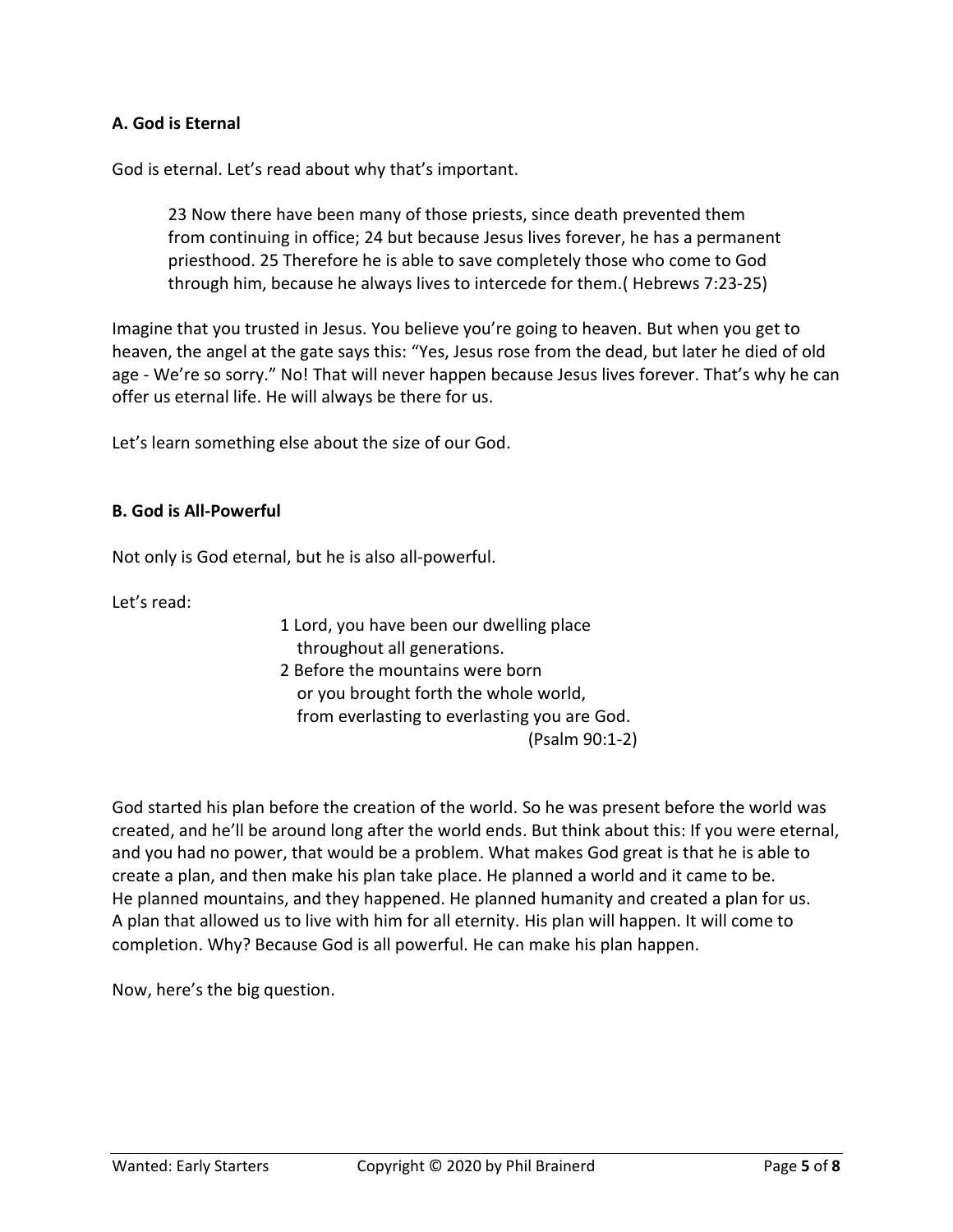**A. God is Eternal**

God is eternal. Let's read about why that's important.

> 23 Now there have been many of those priests, since death prevented them from continuing in office; 24 but because Jesus lives forever, he has a permanent priesthood. 25 Therefore he is able to save completely those who come to God through him, because he always lives to intercede for them.( Hebrews 7:23-25)

Imagine that you trusted in Jesus. You believe you're going to heaven. But when you get to heaven, the angel at the gate says this: "Yes, Jesus rose from the dead, but later he died of old age - We're so sorry." No! That will never happen because Jesus lives forever. That's why he can offer us eternal life. He will always be there for us.

Let's learn something else about the size of our God.

**B. God is All-Powerful**

Not only is God eternal, but he is also all-powerful.

Let's read:

> 1 Lord, you have been our dwelling place
> throughout all generations.
> 2 Before the mountains were born
> or you brought forth the whole world,
> from everlasting to everlasting you are God.
> (Psalm 90:1-2)

God started his plan before the creation of the world. So he was present before the world was created, and he'll be around long after the world ends. But think about this: If you were eternal, and you had no power, that would be a problem. What makes God great is that he is able to create a plan, and then make his plan take place. He planned a world and it came to be. He planned mountains, and they happened. He planned humanity and created a plan for us. A plan that allowed us to live with him for all eternity. His plan will happen. It will come to completion. Why? Because God is all powerful. He can make his plan happen.

Now, here's the big question.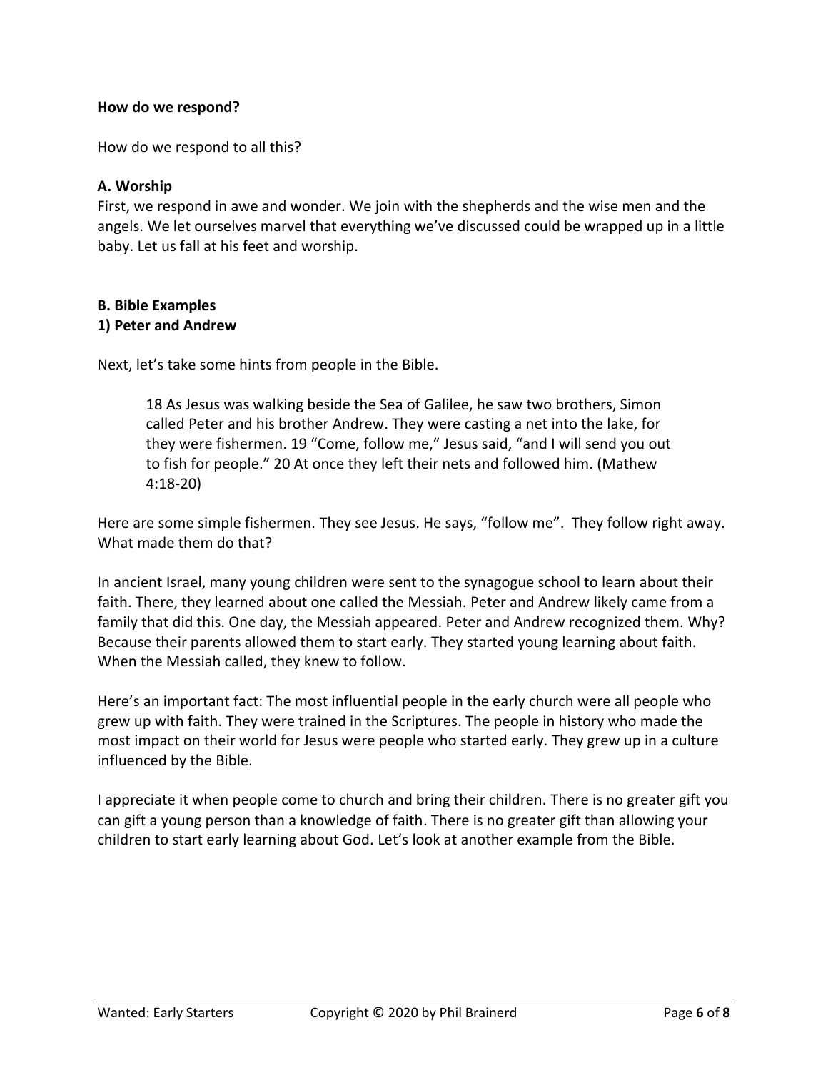**How do we respond?**

How do we respond to all this?

**A. Worship**

First, we respond in awe and wonder. We join with the shepherds and the wise men and the angels. We let ourselves marvel that everything we've discussed could be wrapped up in a little baby. Let us fall at his feet and worship.

**B. Bible Examples**

**1) Peter and Andrew**

Next, let's take some hints from people in the Bible.

> 18 As Jesus was walking beside the Sea of Galilee, he saw two brothers, Simon called Peter and his brother Andrew. They were casting a net into the lake, for they were fishermen. 19 "Come, follow me," Jesus said, "and I will send you out to fish for people." 20 At once they left their nets and followed him. (Mathew 4:18-20)

Here are some simple fishermen. They see Jesus. He says, "follow me". They follow right away. What made them do that?

In ancient Israel, many young children were sent to the synagogue school to learn about their faith. There, they learned about one called the Messiah. Peter and Andrew likely came from a family that did this. One day, the Messiah appeared. Peter and Andrew recognized them. Why? Because their parents allowed them to start early. They started young learning about faith. When the Messiah called, they knew to follow.

Here's an important fact: The most influential people in the early church were all people who grew up with faith. They were trained in the Scriptures. The people in history who made the most impact on their world for Jesus were people who started early. They grew up in a culture influenced by the Bible.

I appreciate it when people come to church and bring their children. There is no greater gift you can gift a young person than a knowledge of faith. There is no greater gift than allowing your children to start early learning about God. Let's look at another example from the Bible.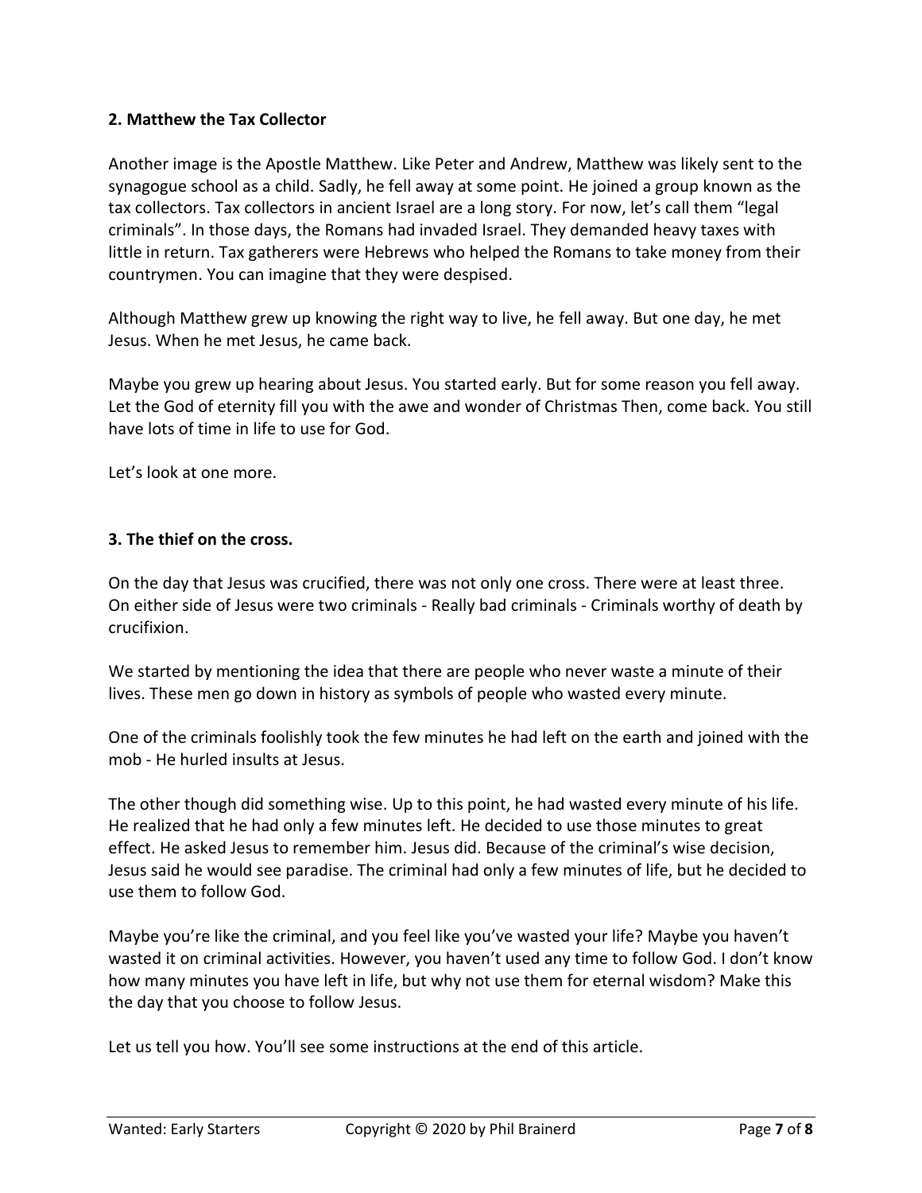**2. Matthew the Tax Collector**

Another image is the Apostle Matthew. Like Peter and Andrew, Matthew was likely sent to the synagogue school as a child. Sadly, he fell away at some point. He joined a group known as the tax collectors. Tax collectors in ancient Israel are a long story. For now, let's call them "legal criminals". In those days, the Romans had invaded Israel. They demanded heavy taxes with little in return. Tax gatherers were Hebrews who helped the Romans to take money from their countrymen. You can imagine that they were despised.

Although Matthew grew up knowing the right way to live, he fell away. But one day, he met Jesus. When he met Jesus, he came back.

Maybe you grew up hearing about Jesus. You started early. But for some reason you fell away. Let the God of eternity fill you with the awe and wonder of Christmas Then, come back. You still have lots of time in life to use for God.

Let's look at one more.

**3. The thief on the cross.**

On the day that Jesus was crucified, there was not only one cross. There were at least three. On either side of Jesus were two criminals - Really bad criminals - Criminals worthy of death by crucifixion.

We started by mentioning the idea that there are people who never waste a minute of their lives. These men go down in history as symbols of people who wasted every minute.

One of the criminals foolishly took the few minutes he had left on the earth and joined with the mob - He hurled insults at Jesus.

The other though did something wise. Up to this point, he had wasted every minute of his life. He realized that he had only a few minutes left. He decided to use those minutes to great effect. He asked Jesus to remember him. Jesus did. Because of the criminal's wise decision, Jesus said he would see paradise. The criminal had only a few minutes of life, but he decided to use them to follow God.

Maybe you're like the criminal, and you feel like you've wasted your life? Maybe you haven't wasted it on criminal activities. However, you haven't used any time to follow God. I don't know how many minutes you have left in life, but why not use them for eternal wisdom? Make this the day that you choose to follow Jesus.

Let us tell you how. You'll see some instructions at the end of this article.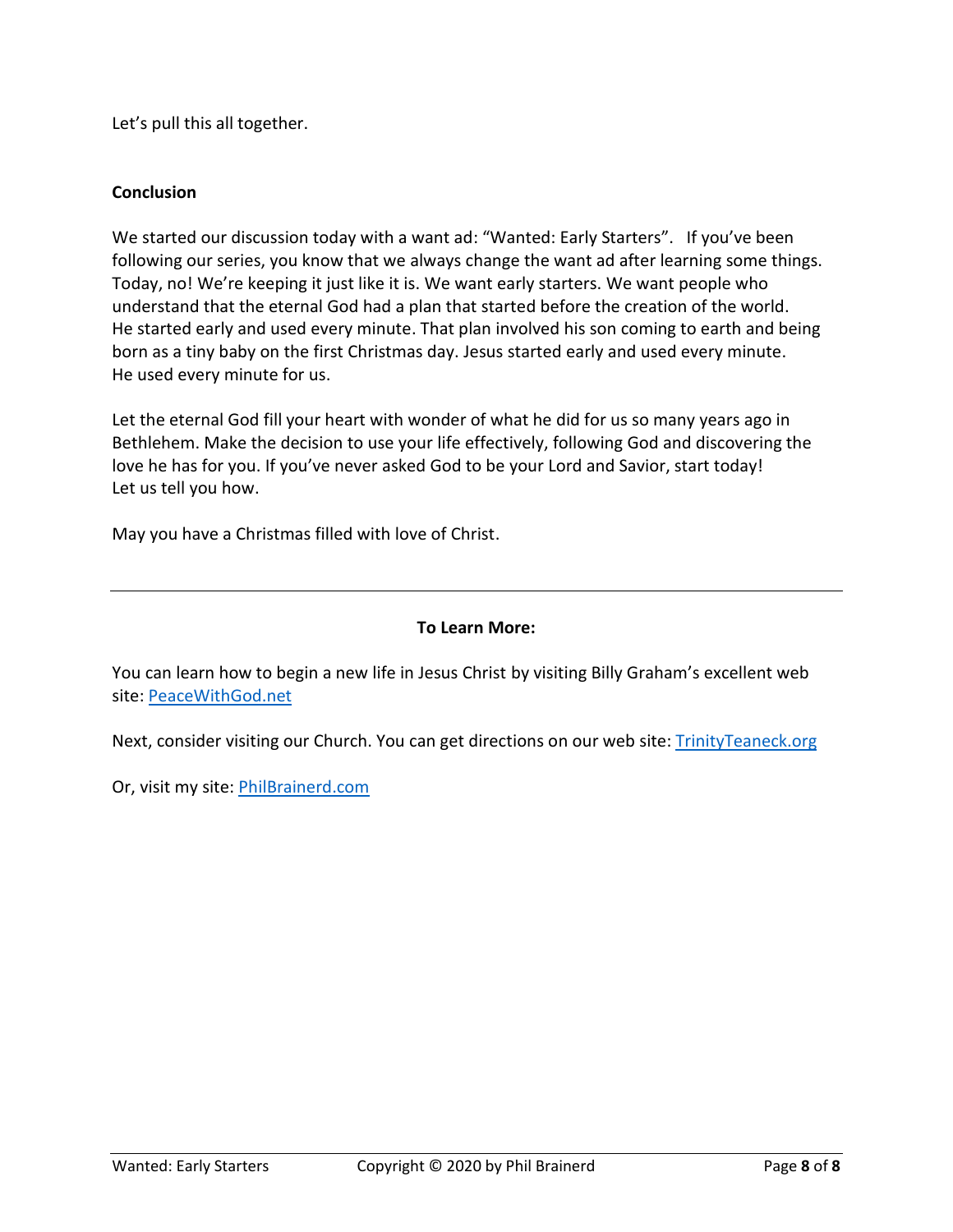Let's pull this all together.

**Conclusion**

We started our discussion today with a want ad: "Wanted: Early Starters". If you've been following our series, you know that we always change the want ad after learning some things. Today, no! We're keeping it just like it is. We want early starters. We want people who understand that the eternal God had a plan that started before the creation of the world. He started early and used every minute. That plan involved his son coming to earth and being born as a tiny baby on the first Christmas day. Jesus started early and used every minute. He used every minute for us.

Let the eternal God fill your heart with wonder of what he did for us so many years ago in Bethlehem. Make the decision to use your life effectively, following God and discovering the love he has for you. If you've never asked God to be your Lord and Savior, start today! Let us tell you how.

May you have a Christmas filled with love of Christ.

---

**To Learn More:**

You can learn how to begin a new life in Jesus Christ by visiting Billy Graham's excellent web site: PeaceWithGod.net

Next, consider visiting our Church. You can get directions on our web site: TrinityTeaneck.org

Or, visit my site: PhilBrainerd.com